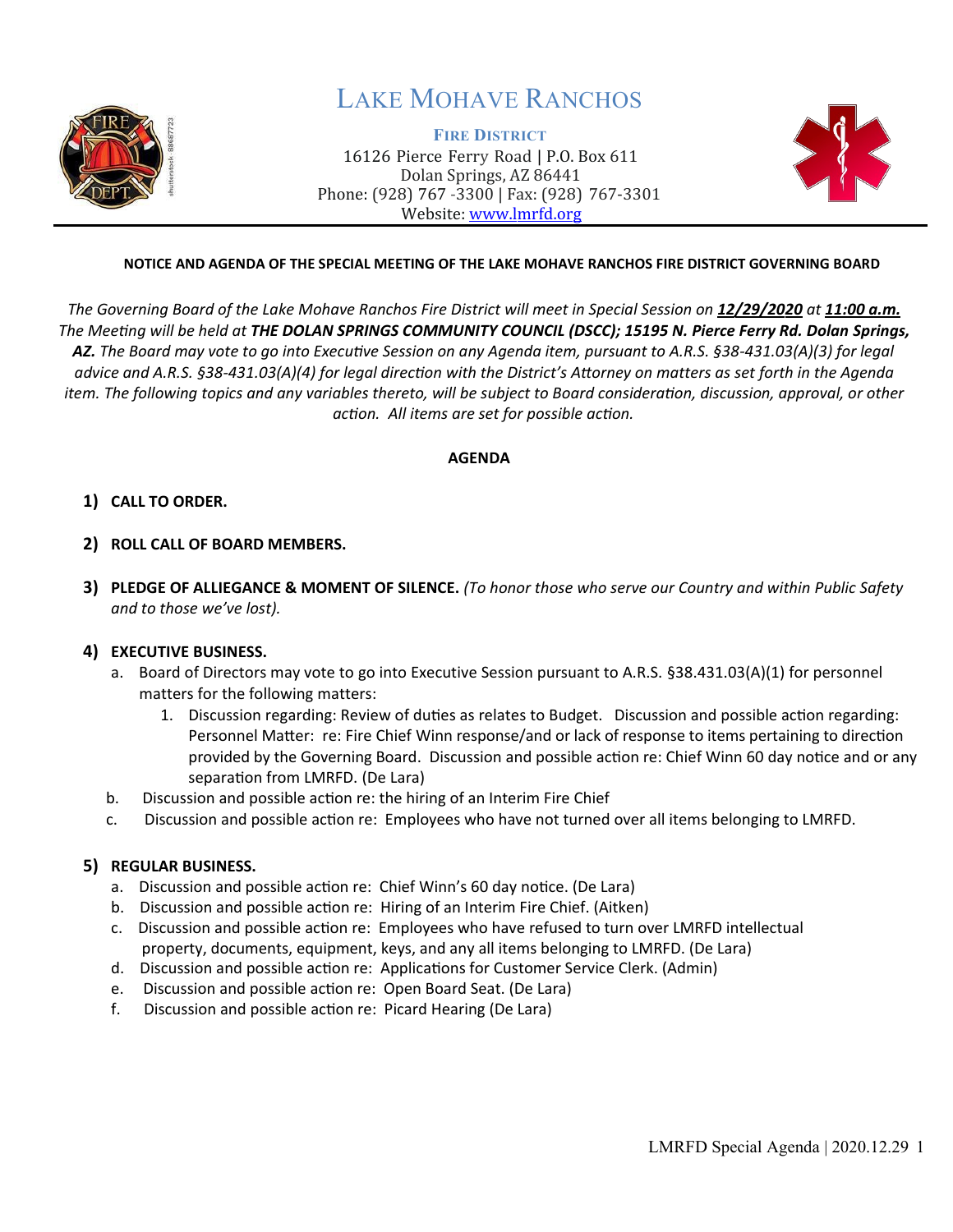# LAKE MOHAVE RANCHOS

**FIRE DISTRICT**

16126 Pierce Ferry Road | P.O. Box 611
Dolan Springs, AZ 86441
Phone: (928) 767 -3300 | Fax: (928) 767-3301
Website: www.lmrfd.org

**NOTICE AND AGENDA OF THE SPECIAL MEETING OF THE LAKE MOHAVE RANCHOS FIRE DISTRICT GOVERNING BOARD**

*The Governing Board of the Lake Mohave Ranchos Fire District will meet in Special Session on* ***12/29/2020*** *at* ***11:00 a.m.*** *The Meeting will be held at* ***THE DOLAN SPRINGS COMMUNITY COUNCIL (DSCC); 15195 N. Pierce Ferry Rd. Dolan Springs, AZ.*** *The Board may vote to go into Executive Session on any Agenda item, pursuant to A.R.S. §38-431.03(A)(3) for legal advice and A.R.S. §38-431.03(A)(4) for legal direction with the District's Attorney on matters as set forth in the Agenda item. The following topics and any variables thereto, will be subject to Board consideration, discussion, approval, or other action. All items are set for possible action.*

**AGENDA**

1) **CALL TO ORDER.**

2) **ROLL CALL OF BOARD MEMBERS.**

3) **PLEDGE OF ALLIEGANCE & MOMENT OF SILENCE.** *(To honor those who serve our Country and within Public Safety and to those we've lost).*

4) **EXECUTIVE BUSINESS.**
   a. Board of Directors may vote to go into Executive Session pursuant to A.R.S. §38.431.03(A)(1) for personnel matters for the following matters:
      1. Discussion regarding: Review of duties as relates to Budget. Discussion and possible action regarding: Personnel Matter: re: Fire Chief Winn response/and or lack of response to items pertaining to direction provided by the Governing Board. Discussion and possible action re: Chief Winn 60 day notice and or any separation from LMRFD. (De Lara)
   b. Discussion and possible action re: the hiring of an Interim Fire Chief
   c. Discussion and possible action re: Employees who have not turned over all items belonging to LMRFD.

5) **REGULAR BUSINESS.**
   a. Discussion and possible action re: Chief Winn's 60 day notice. (De Lara)
   b. Discussion and possible action re: Hiring of an Interim Fire Chief. (Aitken)
   c. Discussion and possible action re: Employees who have refused to turn over LMRFD intellectual property, documents, equipment, keys, and any all items belonging to LMRFD. (De Lara)
   d. Discussion and possible action re: Applications for Customer Service Clerk. (Admin)
   e. Discussion and possible action re: Open Board Seat. (De Lara)
   f. Discussion and possible action re: Picard Hearing (De Lara)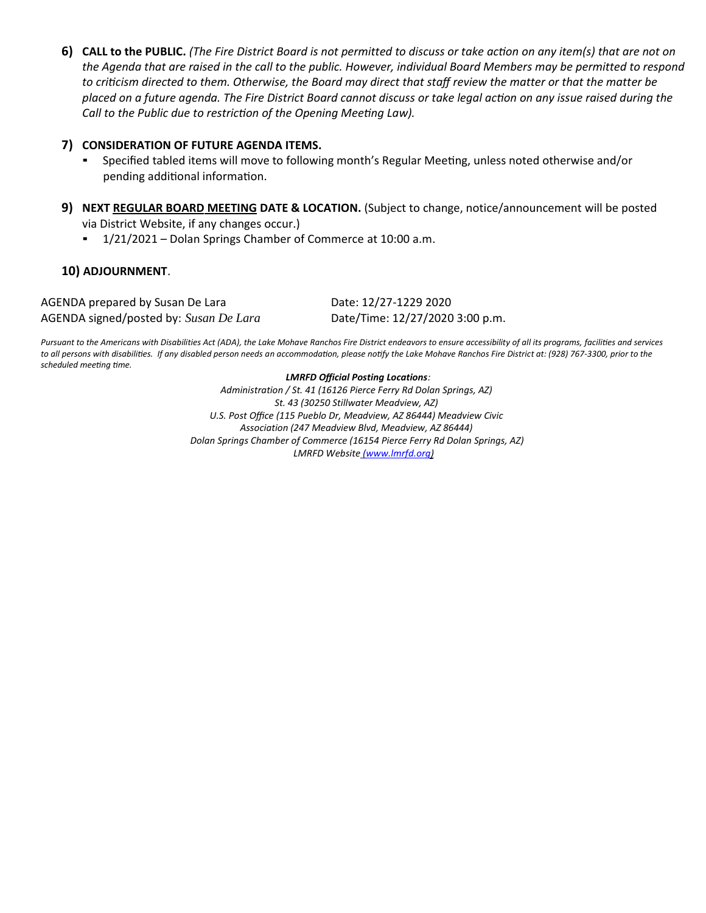**6) CALL to the PUBLIC.** *(The Fire District Board is not permitted to discuss or take action on any item(s) that are not on the Agenda that are raised in the call to the public. However, individual Board Members may be permitted to respond to criticism directed to them. Otherwise, the Board may direct that staff review the matter or that the matter be placed on a future agenda. The Fire District Board cannot discuss or take legal action on any issue raised during the Call to the Public due to restriction of the Opening Meeting Law).*

**7) CONSIDERATION OF FUTURE AGENDA ITEMS.**

- Specified tabled items will move to following month's Regular Meeting, unless noted otherwise and/or pending additional information.

**9) NEXT REGULAR BOARD MEETING DATE & LOCATION.** (Subject to change, notice/announcement will be posted via District Website, if any changes occur.)

- 1/21/2021 – Dolan Springs Chamber of Commerce at 10:00 a.m.

**10) ADJOURNMENT**.

AGENDA prepared by Susan De Lara — Date: 12/27-1229 2020

AGENDA signed/posted by: *Susan De Lara* — Date/Time: 12/27/2020 3:00 p.m.

*Pursuant to the Americans with Disabilities Act (ADA), the Lake Mohave Ranchos Fire District endeavors to ensure accessibility of all its programs, facilities and services to all persons with disabilities. If any disabled person needs an accommodation, please notify the Lake Mohave Ranchos Fire District at: (928) 767-3300, prior to the scheduled meeting time.*

***LMRFD Official Posting Locations**:*

*Administration / St. 41 (16126 Pierce Ferry Rd Dolan Springs, AZ)*
*St. 43 (30250 Stillwater Meadview, AZ)*
*U.S. Post Office (115 Pueblo Dr, Meadview, AZ 86444) Meadview Civic Association (247 Meadview Blvd, Meadview, AZ 86444)*
*Dolan Springs Chamber of Commerce (16154 Pierce Ferry Rd Dolan Springs, AZ)*
*LMRFD Website (www.lmrfd.org)*